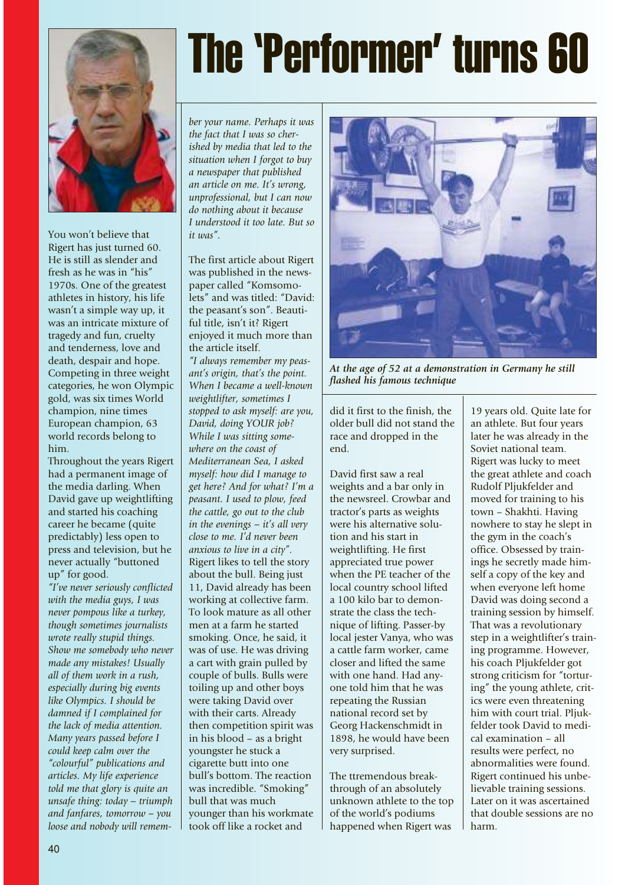# The 'Performer' turns 60

You won't believe that Rigert has just turned 60. He is still as slender and fresh as he was in "his" 1970s. One of the greatest athletes in history, his life wasn't a simple way up, it was an intricate mixture of tragedy and fun, cruelty and tenderness, love and death, despair and hope. Competing in three weight categories, he won Olympic gold, was six times World champion, nine times European champion, 63 world records belong to him.

Throughout the years Rigert had a permanent image of the media darling. When David gave up weightlifting and started his coaching career he became (quite predictably) less open to press and television, but he never actually "buttoned up" for good.

*"I've never seriously conflicted with the media guys, I was never pompous like a turkey, though sometimes journalists wrote really stupid things. Show me somebody who never made any mistakes! Usually all of them work in a rush, especially during big events like Olympics. I should be damned if I complained for the lack of media attention. Many years passed before I could keep calm over the "colourful" publications and articles. My life experience told me that glory is quite an unsafe thing: today – triumph and fanfares, tomorrow – you loose and nobody will remember your name. Perhaps it was the fact that I was so cherished by media that led to the situation when I forgot to buy a newspaper that published an article on me. It's wrong, unprofessional, but I can now do nothing about it because I understood it too late. But so it was".*

The first article about Rigert was published in the newspaper called "Komsomolets" and was titled: "David: the peasant's son". Beautiful title, isn't it? Rigert enjoyed it much more than the article itself.

*"I always remember my peasant's origin, that's the point. When I became a well-known weightlifter, sometimes I stopped to ask myself: are you, David, doing YOUR job? While I was sitting somewhere on the coast of Mediterranean Sea, I asked myself: how did I manage to get here? And for what? I'm a peasant. I used to plow, feed the cattle, go out to the club in the evenings – it's all very close to me. I'd never been anxious to live in a city".*

Rigert likes to tell the story about the bull. Being just 11, David already has been working at collective farm. To look mature as all other men at a farm he started smoking. Once, he said, it was of use. He was driving a cart with grain pulled by couple of bulls. Bulls were toiling up and other boys were taking David over with their carts. Already then competition spirit was in his blood – as a bright youngster he stuck a cigarette butt into one bull's bottom. The reaction was incredible. "Smoking" bull that was much younger than his workmate took off like a rocket and did it first to the finish, the older bull did not stand the race and dropped in the end.

*At the age of 52 at a demonstration in Germany he still flashed his famous technique*

David first saw a real weights and a bar only in the newsreel. Crowbar and tractor's parts as weights were his alternative solution and his start in weightlifting. He first appreciated true power when the PE teacher of the local country school lifted a 100 kilo bar to demonstrate the class the technique of lifting. Passer-by local jester Vanya, who was a cattle farm worker, came closer and lifted the same with one hand. Had anyone told him that he was repeating the Russian national record set by Georg Hackenschmidt in 1898, he would have been very surprised.

The ttremendous breakthrough of an absolutely unknown athlete to the top of the world's podiums happened when Rigert was 19 years old. Quite late for an athlete. But four years later he was already in the Soviet national team. Rigert was lucky to meet the great athlete and coach Rudolf Pljukfelder and moved for training to his town – Shakhti. Having nowhere to stay he slept in the gym in the coach's office. Obsessed by trainings he secretly made himself a copy of the key and when everyone left home David was doing second a training session by himself. That was a revolutionary step in a weightlifter's training programme. However, his coach Pljukfelder got strong criticism for "torturing" the young athlete, critics were even threatening him with court trial. Pljukfelder took David to medical examination – all results were perfect, no abnormalities were found. Rigert continued his unbelievable training sessions. Later on it was ascertained that double sessions are no harm.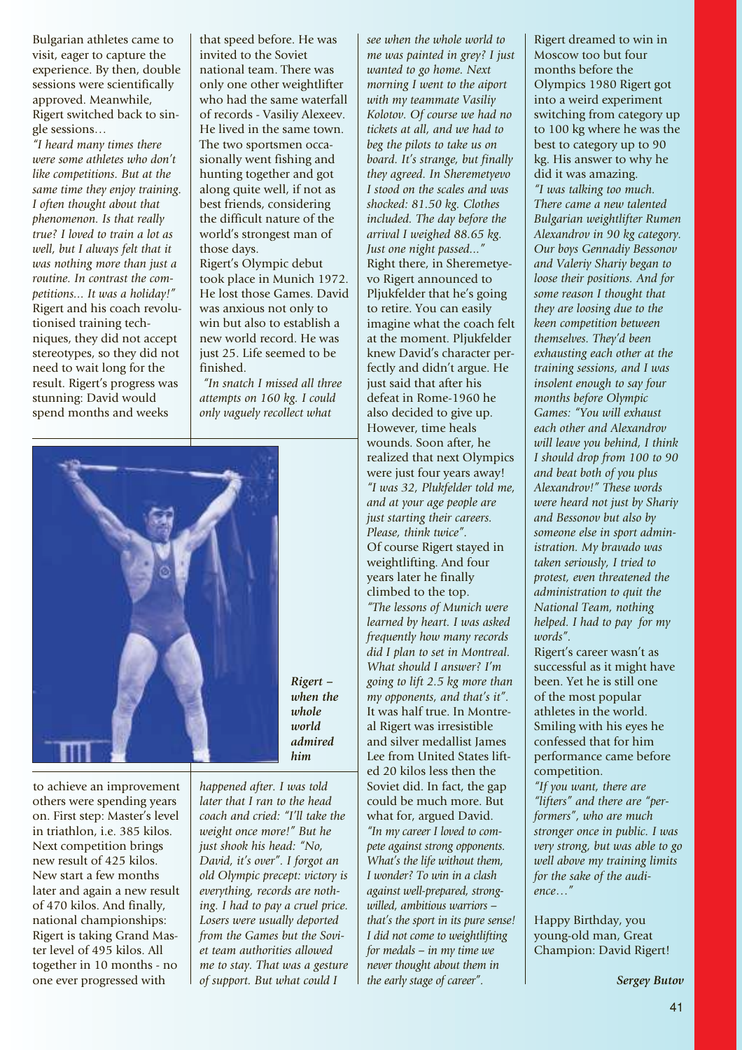Bulgarian athletes came to visit, eager to capture the experience. By then, double sessions were scientifically approved. Meanwhile, Rigert switched back to single sessions…

*"I heard many times there were some athletes who don't like competitions. But at the same time they enjoy training. I often thought about that phenomenon. Is that really true? I loved to train a lot as well, but I always felt that it was nothing more than just a routine. In contrast the competitions... It was a holiday!"*

Rigert and his coach revolutionised training techniques, they did not accept stereotypes, so they did not need to wait long for the result. Rigert's progress was stunning: David would spend months and weeks to achieve an improvement others were spending years on. First step: Master's level in triathlon, i.e. 385 kilos. Next competition brings new result of 425 kilos. New start a few months later and again a new result of 470 kilos. And finally, national championships: Rigert is taking Grand Master level of 495 kilos. All together in 10 months - no one ever progressed with that speed before. He was invited to the Soviet national team. There was only one other weightlifter who had the same waterfall of records - Vasiliy Alexeev. He lived in the same town. The two sportsmen occasionally went fishing and hunting together and got along quite well, if not as best friends, considering the difficult nature of the world's strongest man of those days.

Rigert's Olympic debut took place in Munich 1972. He lost those Games. David was anxious not only to win but also to establish a new world record. He was just 25. Life seemed to be finished.

*"In snatch I missed all three attempts on 160 kg. I could only vaguely recollect what happened after. I was told later that I ran to the head coach and cried: "I'll take the weight once more!" But he just shook his head: "No, David, it's over". I forgot an old Olympic precept: victory is everything, records are nothing. I had to pay a cruel price. Losers were usually deported from the Games but the Soviet team authorities allowed me to stay. That was a gesture of support. But what could I see when the whole world to me was painted in grey? I just wanted to go home. Next morning I went to the aiport with my teammate Vasiliy Kolotov. Of course we had no tickets at all, and we had to beg the pilots to take us on board. It's strange, but finally they agreed. In Sheremetyevo I stood on the scales and was shocked: 81.50 kg. Clothes included. The day before the arrival I weighed 88.65 kg. Just one night passed..."*

Right there, in Sheremetyevo Rigert announced to Pljukfelder that he's going to retire. You can easily imagine what the coach felt at the moment. Pljukfelder knew David's character perfectly and didn't argue. He just said that after his defeat in Rome-1960 he also decided to give up. However, time heals wounds. Soon after, he realized that next Olympics were just four years away!

*"I was 32, Plukfelder told me, and at your age people are just starting their careers. Please, think twice".*

Of course Rigert stayed in weightlifting. And four years later he finally climbed to the top.

*"The lessons of Munich were learned by heart. I was asked frequently how many records did I plan to set in Montreal. What should I answer? I'm going to lift 2.5 kg more than my opponents, and that's it".*

It was half true. In Montreal Rigert was irresistible and silver medallist James Lee from United States lifted 20 kilos less then the Soviet did. In fact, the gap could be much more. But what for, argued David.

*"In my career I loved to compete against strong opponents. What's the life without them, I wonder? To win in a clash against well-prepared, strong-willed, ambitious warriors – that's the sport in its pure sense! I did not come to weightlifting for medals – in my time we never thought about them in the early stage of career".*

Rigert dreamed to win in Moscow too but four months before the Olympics 1980 Rigert got into a weird experiment switching from category up to 100 kg where he was the best to category up to 90 kg. His answer to why he did it was amazing.

*"I was talking too much. There came a new talented Bulgarian weightlifter Rumen Alexandrov in 90 kg category. Our boys Gennadiy Bessonov and Valeriy Shariy began to loose their positions. And for some reason I thought that they are loosing due to the keen competition between themselves. They'd been exhausting each other at the training sessions, and I was insolent enough to say four months before Olympic Games: "You will exhaust each other and Alexandrov will leave you behind, I think I should drop from 100 to 90 and beat both of you plus Alexandrov!" These words were heard not just by Shariy and Bessonov but also by someone else in sport administration. My bravado was taken seriously, I tried to protest, even threatened the administration to quit the National Team, nothing helped. I had to pay for my words".*

Rigert's career wasn't as successful as it might have been. Yet he is still one of the most popular athletes in the world. Smiling with his eyes he confessed that for him performance came before competition.

*"If you want, there are "lifters" and there are "performers", who are much stronger once in public. I was very strong, but was able to go well above my training limits for the sake of the audience…"*

Happy Birthday, you young-old man, Great Champion: David Rigert!

***Sergey Butov***

***Rigert – when the whole world admired him***